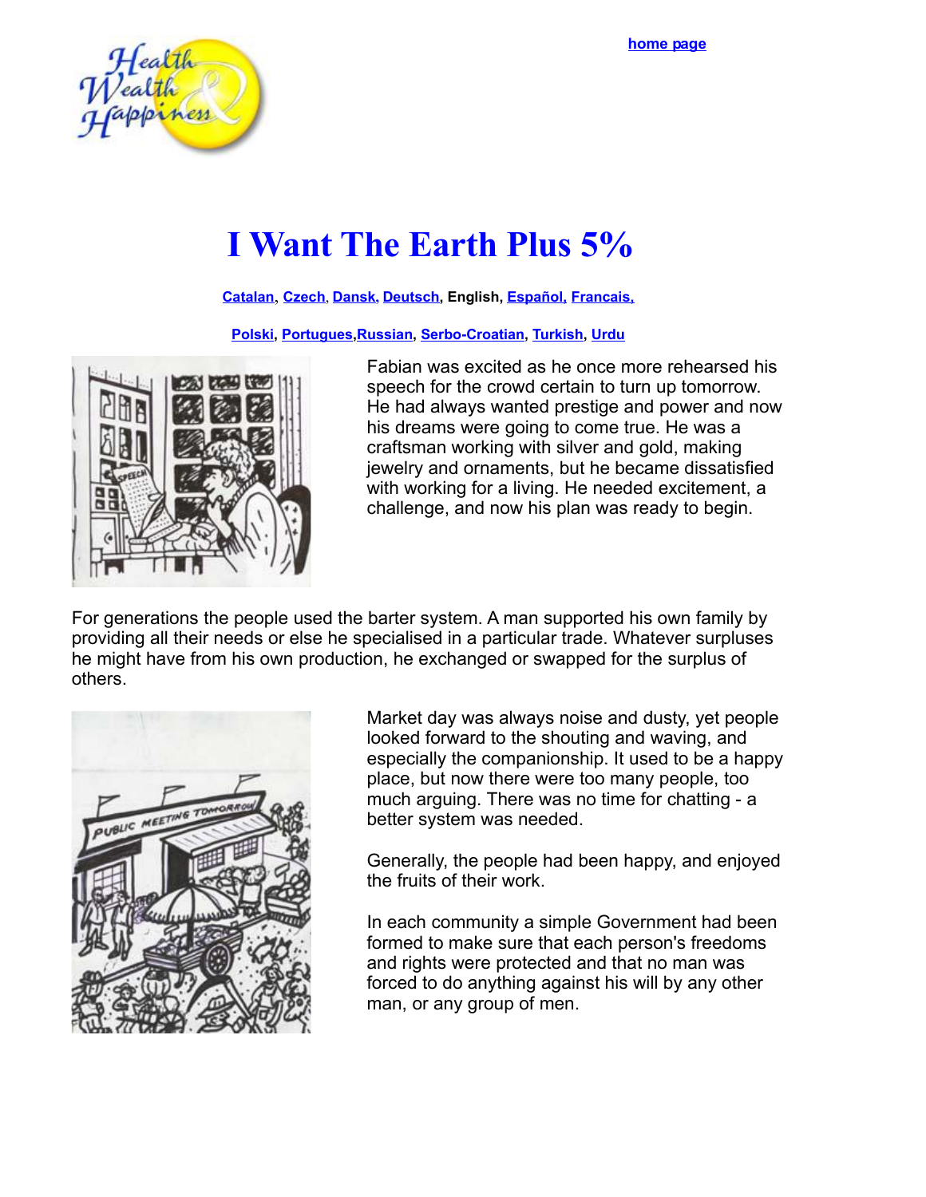home page

# I Want The Earth Plus 5%

Catalan, Czech, Dansk, Deutsch, English, Español, Francais,

Polski, Portugues, Russian, Serbo-Croatian, Turkish, Urdu

Fabian was excited as he once more rehearsed his speech for the crowd certain to turn up tomorrow. He had always wanted prestige and power and now his dreams were going to come true. He was a craftsman working with silver and gold, making jewelry and ornaments, but he became dissatisfied with working for a living. He needed excitement, a challenge, and now his plan was ready to begin.

For generations the people used the barter system. A man supported his own family by providing all their needs or else he specialised in a particular trade. Whatever surpluses he might have from his own production, he exchanged or swapped for the surplus of others.

Market day was always noise and dusty, yet people looked forward to the shouting and waving, and especially the companionship. It used to be a happy place, but now there were too many people, too much arguing. There was no time for chatting - a better system was needed.

Generally, the people had been happy, and enjoyed the fruits of their work.

In each community a simple Government had been formed to make sure that each person's freedoms and rights were protected and that no man was forced to do anything against his will by any other man, or any group of men.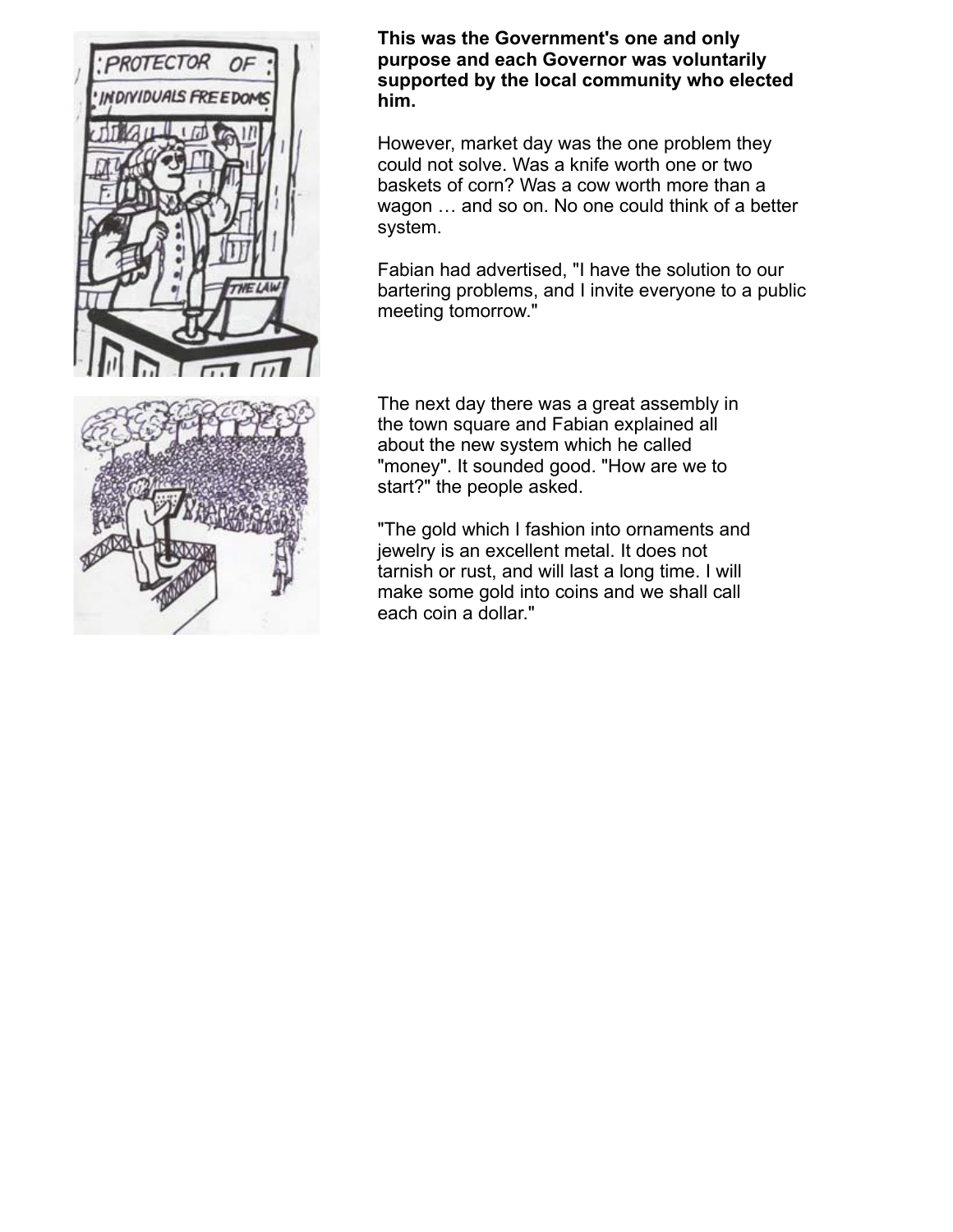**This was the Government's one and only purpose and each Governor was voluntarily supported by the local community who elected him.**

However, market day was the one problem they could not solve. Was a knife worth one or two baskets of corn? Was a cow worth more than a wagon … and so on. No one could think of a better system.

Fabian had advertised, "I have the solution to our bartering problems, and I invite everyone to a public meeting tomorrow."

The next day there was a great assembly in the town square and Fabian explained all about the new system which he called "money". It sounded good. "How are we to start?" the people asked.

"The gold which I fashion into ornaments and jewelry is an excellent metal. It does not tarnish or rust, and will last a long time. I will make some gold into coins and we shall call each coin a dollar."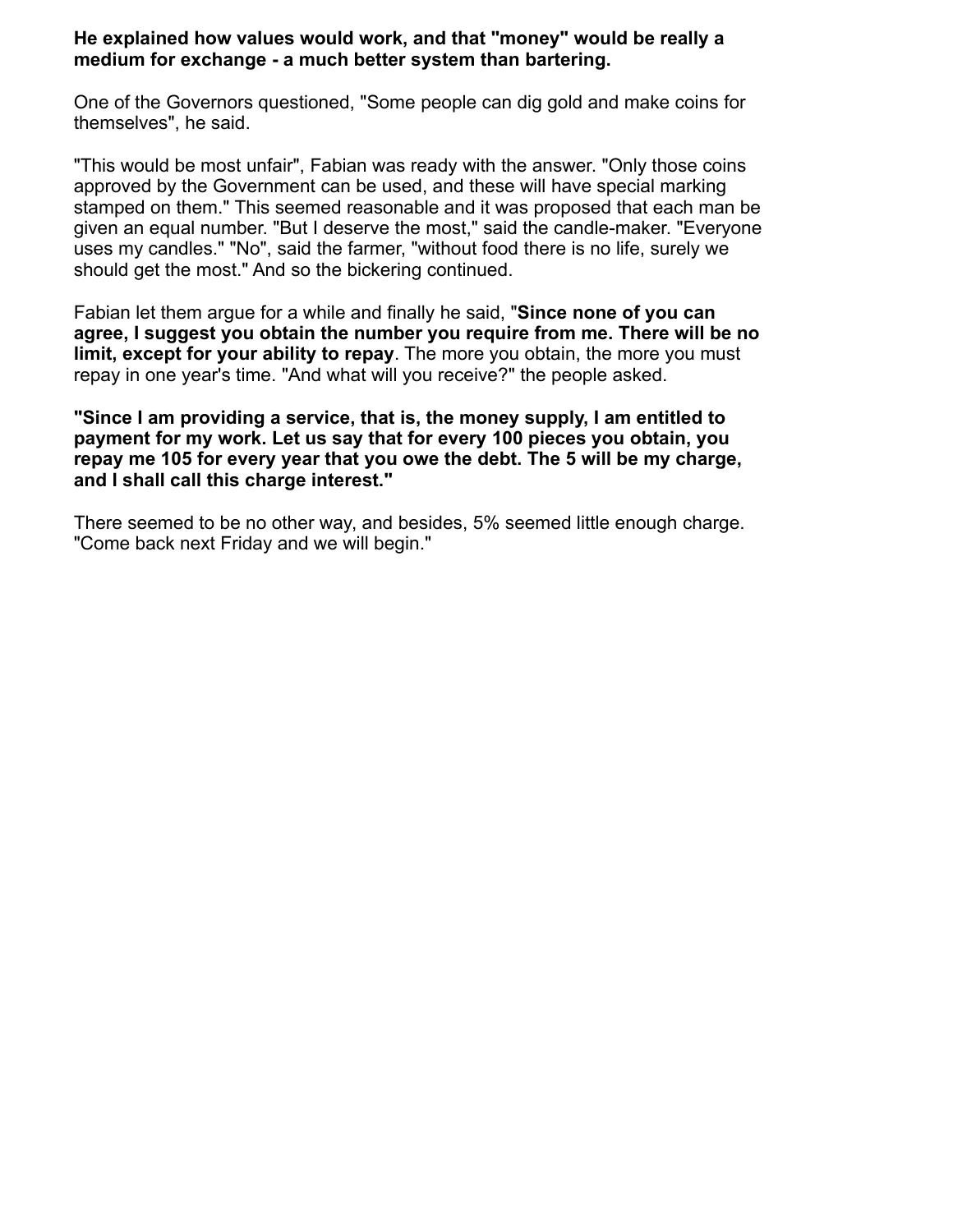**He explained how values would work, and that "money" would be really a medium for exchange - a much better system than bartering.**

One of the Governors questioned, "Some people can dig gold and make coins for themselves", he said.

"This would be most unfair", Fabian was ready with the answer. "Only those coins approved by the Government can be used, and these will have special marking stamped on them." This seemed reasonable and it was proposed that each man be given an equal number. "But I deserve the most," said the candle-maker. "Everyone uses my candles." "No", said the farmer, "without food there is no life, surely we should get the most." And so the bickering continued.

Fabian let them argue for a while and finally he said, "**Since none of you can agree, I suggest you obtain the number you require from me. There will be no limit, except for your ability to repay**. The more you obtain, the more you must repay in one year's time. "And what will you receive?" the people asked.

**"Since I am providing a service, that is, the money supply, I am entitled to payment for my work. Let us say that for every 100 pieces you obtain, you repay me 105 for every year that you owe the debt. The 5 will be my charge, and I shall call this charge interest."**

There seemed to be no other way, and besides, 5% seemed little enough charge. "Come back next Friday and we will begin."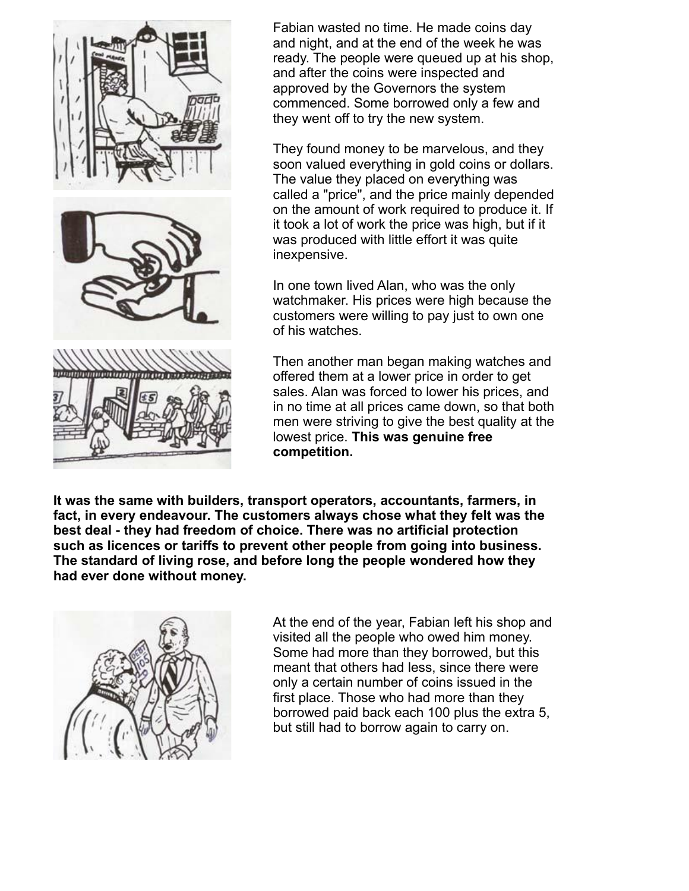Fabian wasted no time. He made coins day and night, and at the end of the week he was ready. The people were queued up at his shop, and after the coins were inspected and approved by the Governors the system commenced. Some borrowed only a few and they went off to try the new system.

They found money to be marvelous, and they soon valued everything in gold coins or dollars. The value they placed on everything was called a "price", and the price mainly depended on the amount of work required to produce it. If it took a lot of work the price was high, but if it was produced with little effort it was quite inexpensive.

In one town lived Alan, who was the only watchmaker. His prices were high because the customers were willing to pay just to own one of his watches.

Then another man began making watches and offered them at a lower price in order to get sales. Alan was forced to lower his prices, and in no time at all prices came down, so that both men were striving to give the best quality at the lowest price. **This was genuine free competition.**

**It was the same with builders, transport operators, accountants, farmers, in fact, in every endeavour. The customers always chose what they felt was the best deal - they had freedom of choice. There was no artificial protection such as licences or tariffs to prevent other people from going into business. The standard of living rose, and before long the people wondered how they had ever done without money.**

At the end of the year, Fabian left his shop and visited all the people who owed him money. Some had more than they borrowed, but this meant that others had less, since there were only a certain number of coins issued in the first place. Those who had more than they borrowed paid back each 100 plus the extra 5, but still had to borrow again to carry on.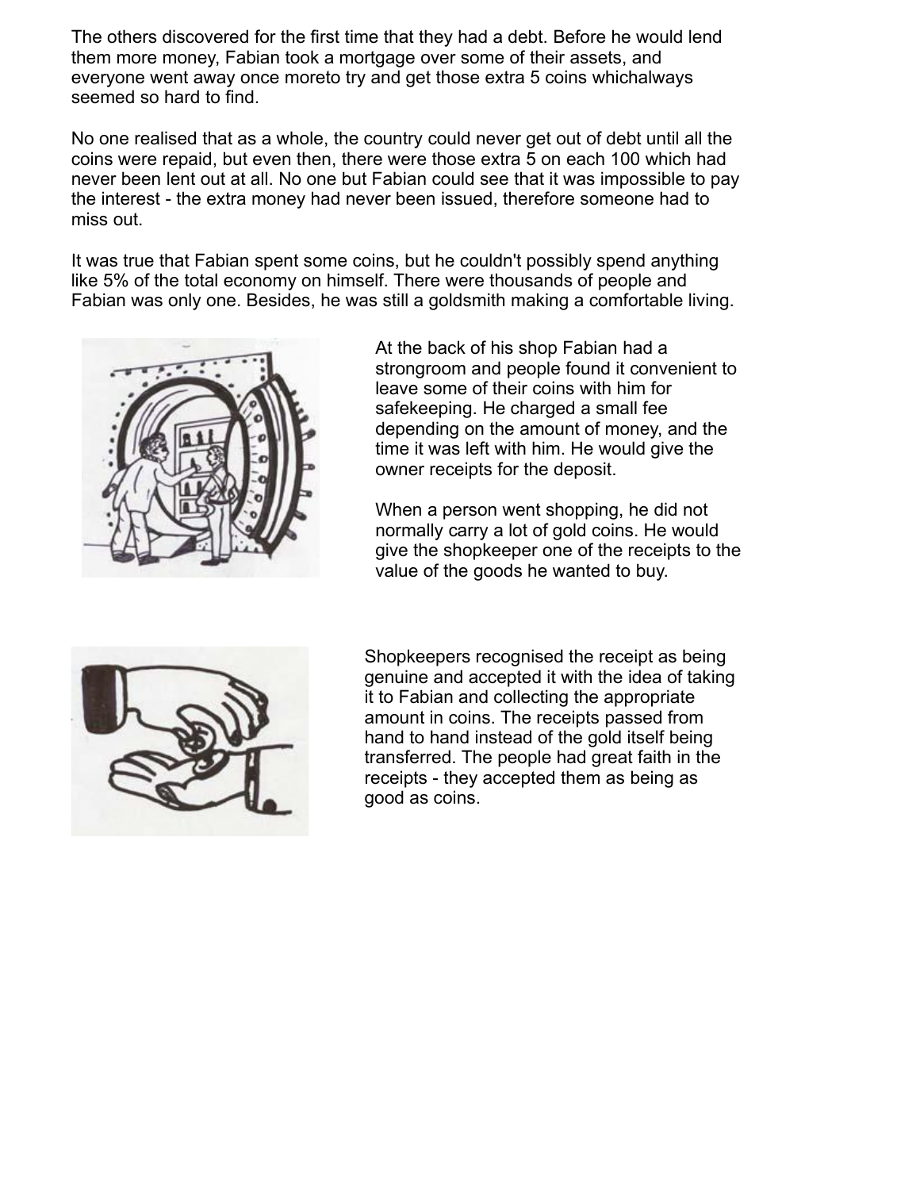The others discovered for the first time that they had a debt. Before he would lend them more money, Fabian took a mortgage over some of their assets, and everyone went away once moreto try and get those extra 5 coins whichalways seemed so hard to find.

No one realised that as a whole, the country could never get out of debt until all the coins were repaid, but even then, there were those extra 5 on each 100 which had never been lent out at all. No one but Fabian could see that it was impossible to pay the interest - the extra money had never been issued, therefore someone had to miss out.

It was true that Fabian spent some coins, but he couldn't possibly spend anything like 5% of the total economy on himself. There were thousands of people and Fabian was only one. Besides, he was still a goldsmith making a comfortable living.

At the back of his shop Fabian had a strongroom and people found it convenient to leave some of their coins with him for safekeeping. He charged a small fee depending on the amount of money, and the time it was left with him. He would give the owner receipts for the deposit.

When a person went shopping, he did not normally carry a lot of gold coins. He would give the shopkeeper one of the receipts to the value of the goods he wanted to buy.

Shopkeepers recognised the receipt as being genuine and accepted it with the idea of taking it to Fabian and collecting the appropriate amount in coins. The receipts passed from hand to hand instead of the gold itself being transferred. The people had great faith in the receipts - they accepted them as being as good as coins.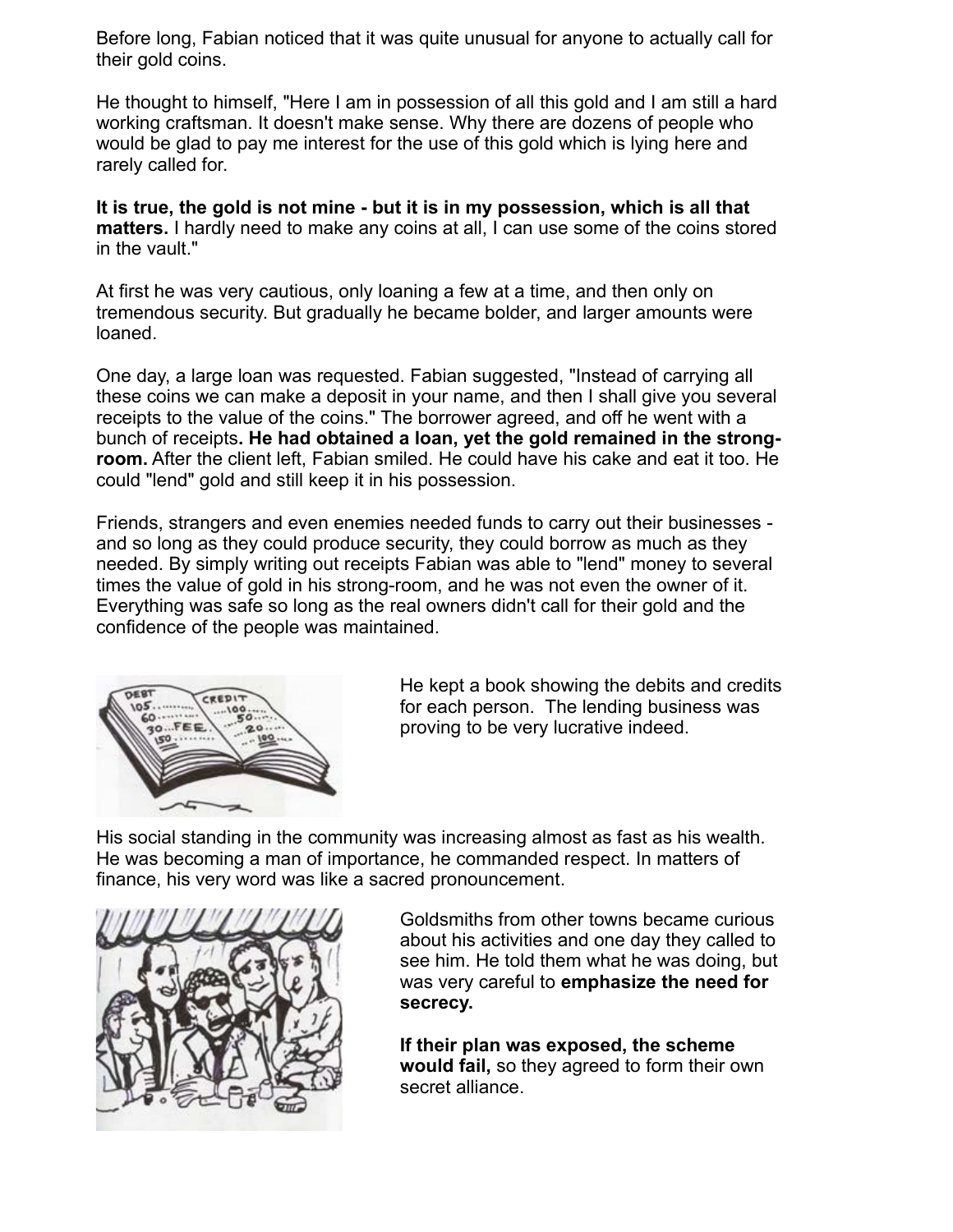Before long, Fabian noticed that it was quite unusual for anyone to actually call for their gold coins.

He thought to himself, "Here I am in possession of all this gold and I am still a hard working craftsman. It doesn't make sense. Why there are dozens of people who would be glad to pay me interest for the use of this gold which is lying here and rarely called for.

**It is true, the gold is not mine - but it is in my possession, which is all that matters.** I hardly need to make any coins at all, I can use some of the coins stored in the vault."

At first he was very cautious, only loaning a few at a time, and then only on tremendous security. But gradually he became bolder, and larger amounts were loaned.

One day, a large loan was requested. Fabian suggested, "Instead of carrying all these coins we can make a deposit in your name, and then I shall give you several receipts to the value of the coins." The borrower agreed, and off he went with a bunch of receipts**. He had obtained a loan, yet the gold remained in the strong-room.** After the client left, Fabian smiled. He could have his cake and eat it too. He could "lend" gold and still keep it in his possession.

Friends, strangers and even enemies needed funds to carry out their businesses - and so long as they could produce security, they could borrow as much as they needed. By simply writing out receipts Fabian was able to "lend" money to several times the value of gold in his strong-room, and he was not even the owner of it. Everything was safe so long as the real owners didn't call for their gold and the confidence of the people was maintained.

He kept a book showing the debits and credits for each person. The lending business was proving to be very lucrative indeed.

His social standing in the community was increasing almost as fast as his wealth. He was becoming a man of importance, he commanded respect. In matters of finance, his very word was like a sacred pronouncement.

Goldsmiths from other towns became curious about his activities and one day they called to see him. He told them what he was doing, but was very careful to **emphasize the need for secrecy.**

**If their plan was exposed, the scheme would fail,** so they agreed to form their own secret alliance.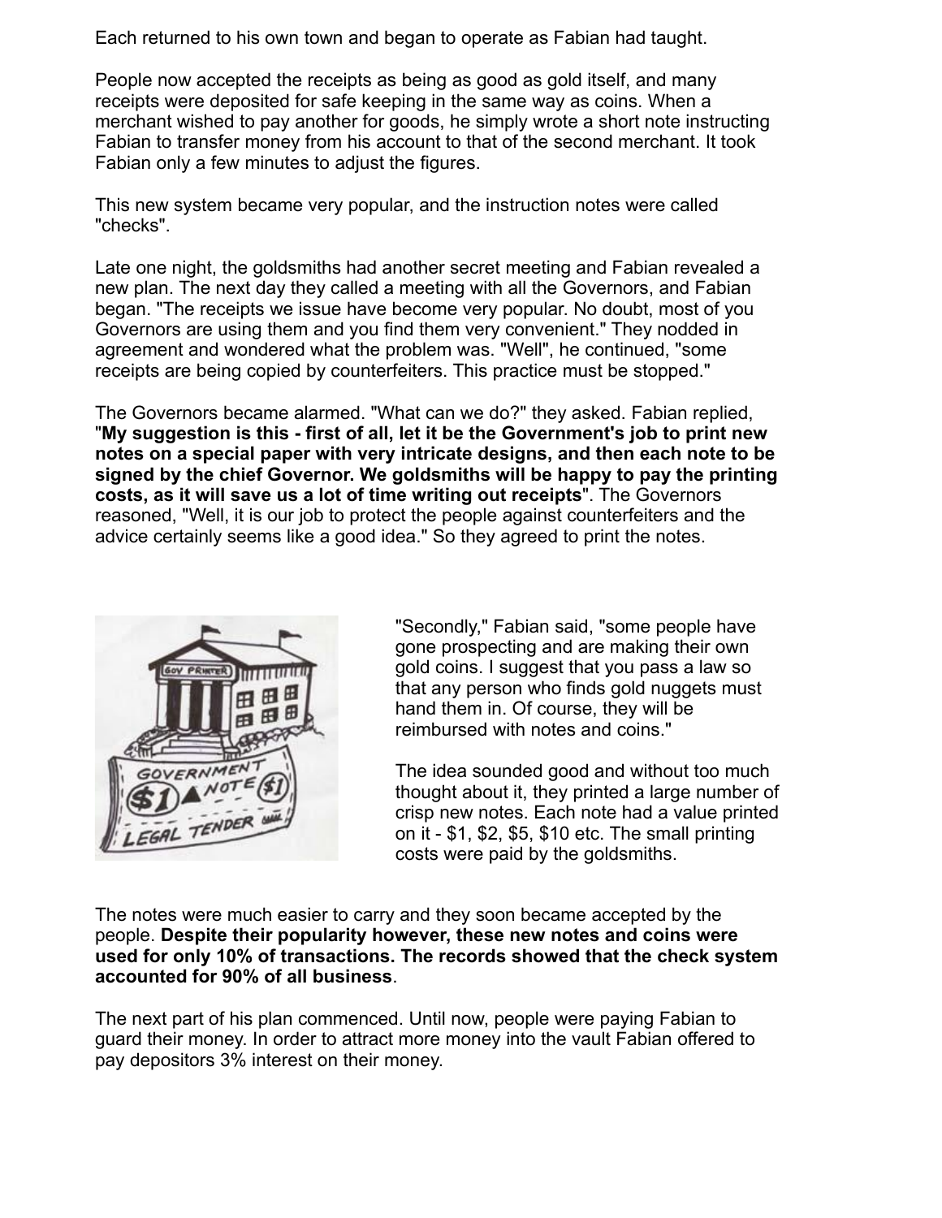Each returned to his own town and began to operate as Fabian had taught.

People now accepted the receipts as being as good as gold itself, and many receipts were deposited for safe keeping in the same way as coins. When a merchant wished to pay another for goods, he simply wrote a short note instructing Fabian to transfer money from his account to that of the second merchant. It took Fabian only a few minutes to adjust the figures.

This new system became very popular, and the instruction notes were called "checks".

Late one night, the goldsmiths had another secret meeting and Fabian revealed a new plan. The next day they called a meeting with all the Governors, and Fabian began. "The receipts we issue have become very popular. No doubt, most of you Governors are using them and you find them very convenient." They nodded in agreement and wondered what the problem was. "Well", he continued, "some receipts are being copied by counterfeiters. This practice must be stopped."

The Governors became alarmed. "What can we do?" they asked. Fabian replied, "**My suggestion is this - first of all, let it be the Government's job to print new notes on a special paper with very intricate designs, and then each note to be signed by the chief Governor. We goldsmiths will be happy to pay the printing costs, as it will save us a lot of time writing out receipts**". The Governors reasoned, "Well, it is our job to protect the people against counterfeiters and the advice certainly seems like a good idea." So they agreed to print the notes.

"Secondly," Fabian said, "some people have gone prospecting and are making their own gold coins. I suggest that you pass a law so that any person who finds gold nuggets must hand them in. Of course, they will be reimbursed with notes and coins."

The idea sounded good and without too much thought about it, they printed a large number of crisp new notes. Each note had a value printed on it - $1, $2, $5, $10 etc. The small printing costs were paid by the goldsmiths.

The notes were much easier to carry and they soon became accepted by the people. **Despite their popularity however, these new notes and coins were used for only 10% of transactions. The records showed that the check system accounted for 90% of all business**.

The next part of his plan commenced. Until now, people were paying Fabian to guard their money. In order to attract more money into the vault Fabian offered to pay depositors 3% interest on their money.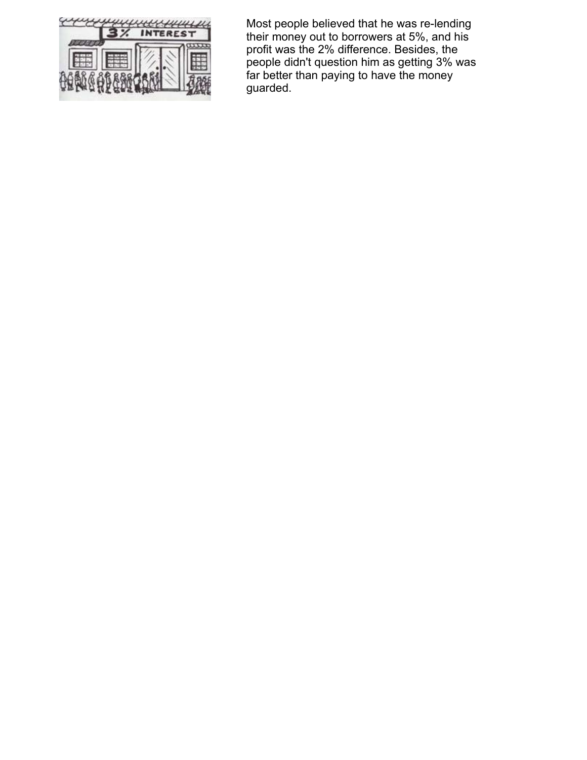Most people believed that he was re-lending their money out to borrowers at 5%, and his profit was the 2% difference. Besides, the people didn't question him as getting 3% was far better than paying to have the money guarded.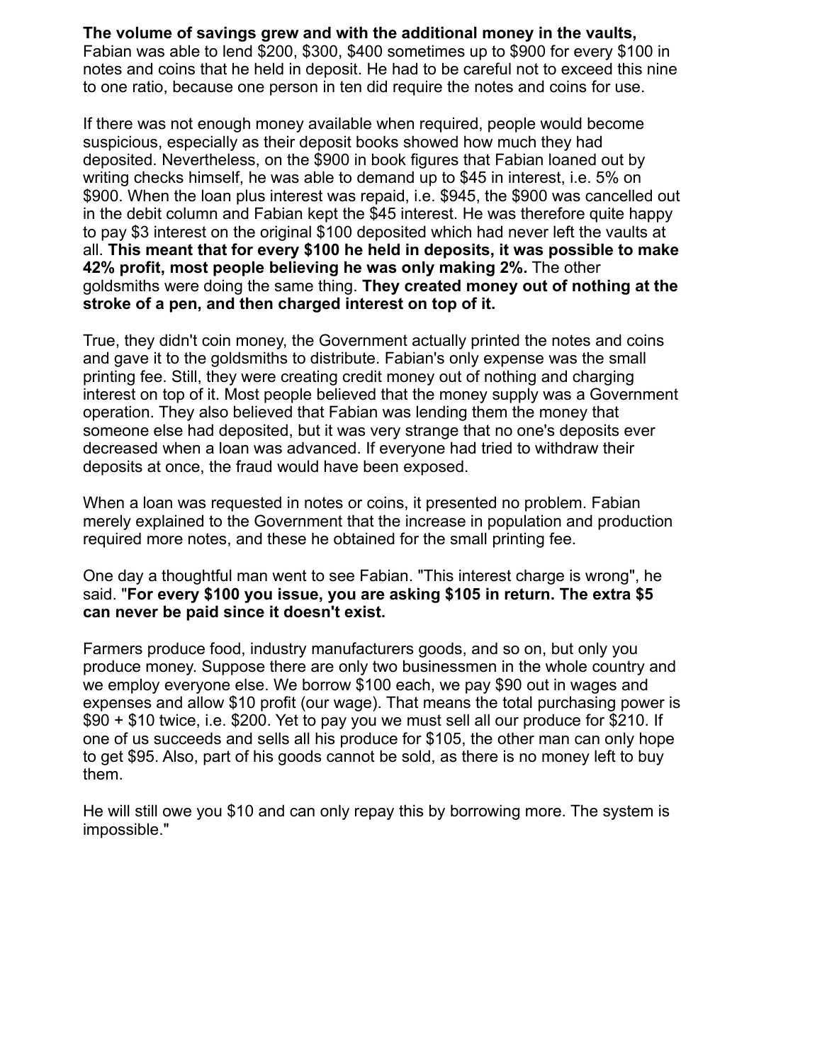**The volume of savings grew and with the additional money in the vaults,** Fabian was able to lend $200, $300, $400 sometimes up to $900 for every $100 in notes and coins that he held in deposit. He had to be careful not to exceed this nine to one ratio, because one person in ten did require the notes and coins for use.

If there was not enough money available when required, people would become suspicious, especially as their deposit books showed how much they had deposited. Nevertheless, on the $900 in book figures that Fabian loaned out by writing checks himself, he was able to demand up to $45 in interest, i.e. 5% on $900. When the loan plus interest was repaid, i.e. $945, the $900 was cancelled out in the debit column and Fabian kept the $45 interest. He was therefore quite happy to pay $3 interest on the original $100 deposited which had never left the vaults at all. **This meant that for every $100 he held in deposits, it was possible to make 42% profit, most people believing he was only making 2%.** The other goldsmiths were doing the same thing. **They created money out of nothing at the stroke of a pen, and then charged interest on top of it.**

True, they didn't coin money, the Government actually printed the notes and coins and gave it to the goldsmiths to distribute. Fabian's only expense was the small printing fee. Still, they were creating credit money out of nothing and charging interest on top of it. Most people believed that the money supply was a Government operation. They also believed that Fabian was lending them the money that someone else had deposited, but it was very strange that no one's deposits ever decreased when a loan was advanced. If everyone had tried to withdraw their deposits at once, the fraud would have been exposed.

When a loan was requested in notes or coins, it presented no problem. Fabian merely explained to the Government that the increase in population and production required more notes, and these he obtained for the small printing fee.

One day a thoughtful man went to see Fabian. "This interest charge is wrong", he said. "**For every $100 you issue, you are asking $105 in return. The extra $5 can never be paid since it doesn't exist.**

Farmers produce food, industry manufacturers goods, and so on, but only you produce money. Suppose there are only two businessmen in the whole country and we employ everyone else. We borrow $100 each, we pay $90 out in wages and expenses and allow $10 profit (our wage). That means the total purchasing power is $90 + $10 twice, i.e. $200. Yet to pay you we must sell all our produce for $210. If one of us succeeds and sells all his produce for $105, the other man can only hope to get $95. Also, part of his goods cannot be sold, as there is no money left to buy them.

He will still owe you $10 and can only repay this by borrowing more. The system is impossible."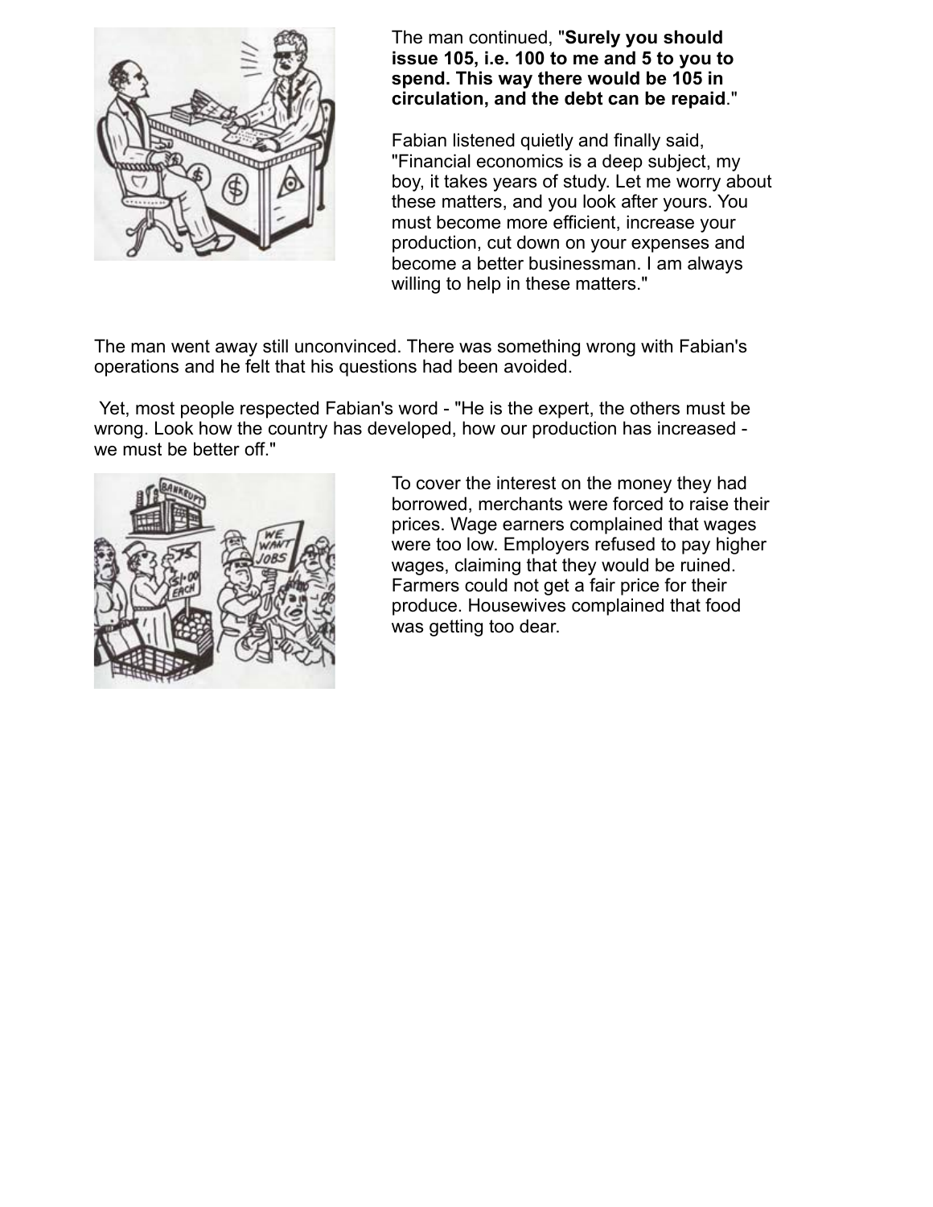The man continued, "**Surely you should issue 105, i.e. 100 to me and 5 to you to spend. This way there would be 105 in circulation, and the debt can be repaid**."

Fabian listened quietly and finally said, "Financial economics is a deep subject, my boy, it takes years of study. Let me worry about these matters, and you look after yours. You must become more efficient, increase your production, cut down on your expenses and become a better businessman. I am always willing to help in these matters."

The man went away still unconvinced. There was something wrong with Fabian's operations and he felt that his questions had been avoided.

Yet, most people respected Fabian's word - "He is the expert, the others must be wrong. Look how the country has developed, how our production has increased - we must be better off."

To cover the interest on the money they had borrowed, merchants were forced to raise their prices. Wage earners complained that wages were too low. Employers refused to pay higher wages, claiming that they would be ruined. Farmers could not get a fair price for their produce. Housewives complained that food was getting too dear.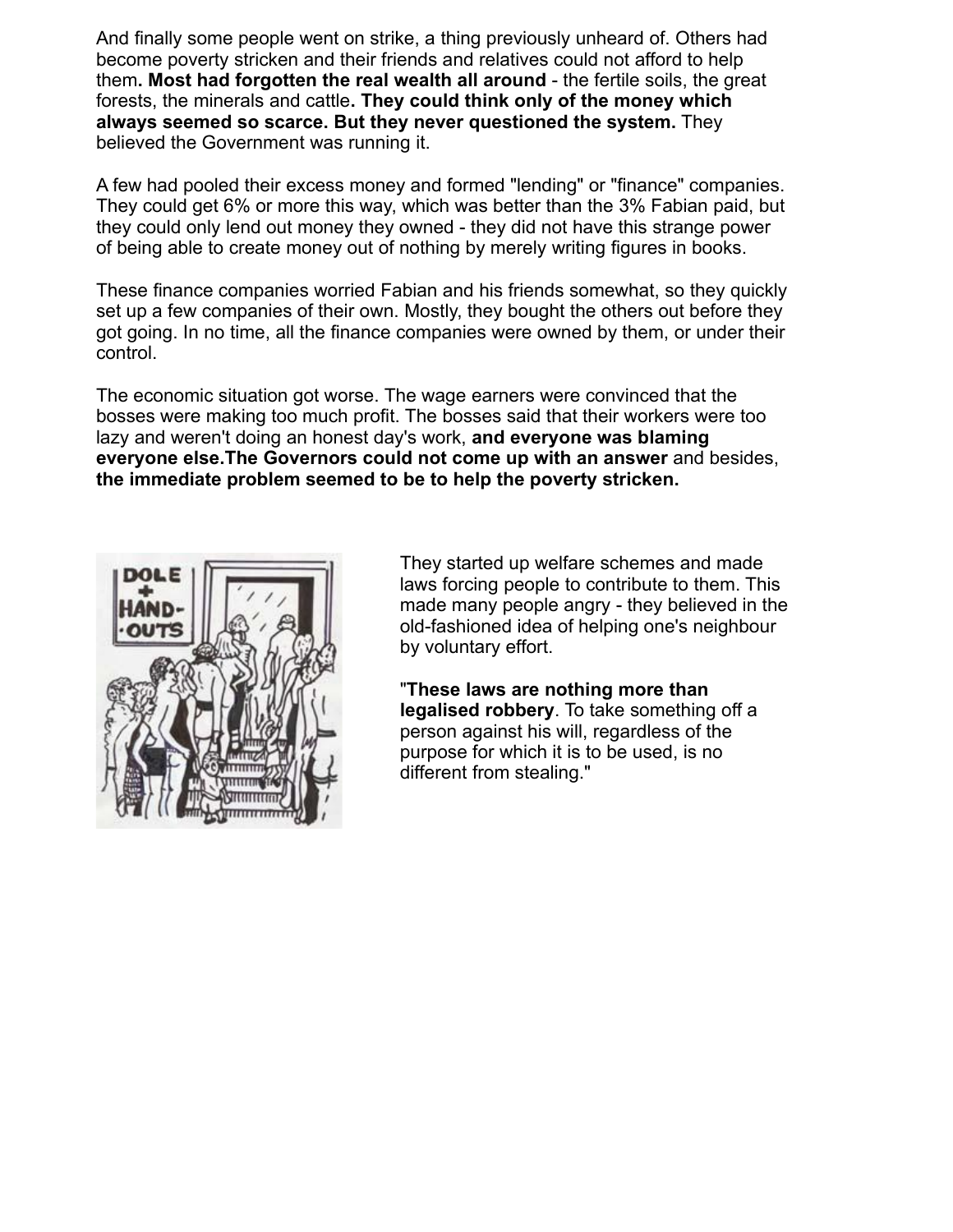And finally some people went on strike, a thing previously unheard of. Others had become poverty stricken and their friends and relatives could not afford to help them**. Most had forgotten the real wealth all around** - the fertile soils, the great forests, the minerals and cattle**. They could think only of the money which always seemed so scarce. But they never questioned the system.** They believed the Government was running it.

A few had pooled their excess money and formed "lending" or "finance" companies. They could get 6% or more this way, which was better than the 3% Fabian paid, but they could only lend out money they owned - they did not have this strange power of being able to create money out of nothing by merely writing figures in books.

These finance companies worried Fabian and his friends somewhat, so they quickly set up a few companies of their own. Mostly, they bought the others out before they got going. In no time, all the finance companies were owned by them, or under their control.

The economic situation got worse. The wage earners were convinced that the bosses were making too much profit. The bosses said that their workers were too lazy and weren't doing an honest day's work, **and everyone was blaming everyone else.The Governors could not come up with an answer** and besides, **the immediate problem seemed to be to help the poverty stricken.**

They started up welfare schemes and made laws forcing people to contribute to them. This made many people angry - they believed in the old-fashioned idea of helping one's neighbour by voluntary effort.

"**These laws are nothing more than legalised robbery**. To take something off a person against his will, regardless of the purpose for which it is to be used, is no different from stealing."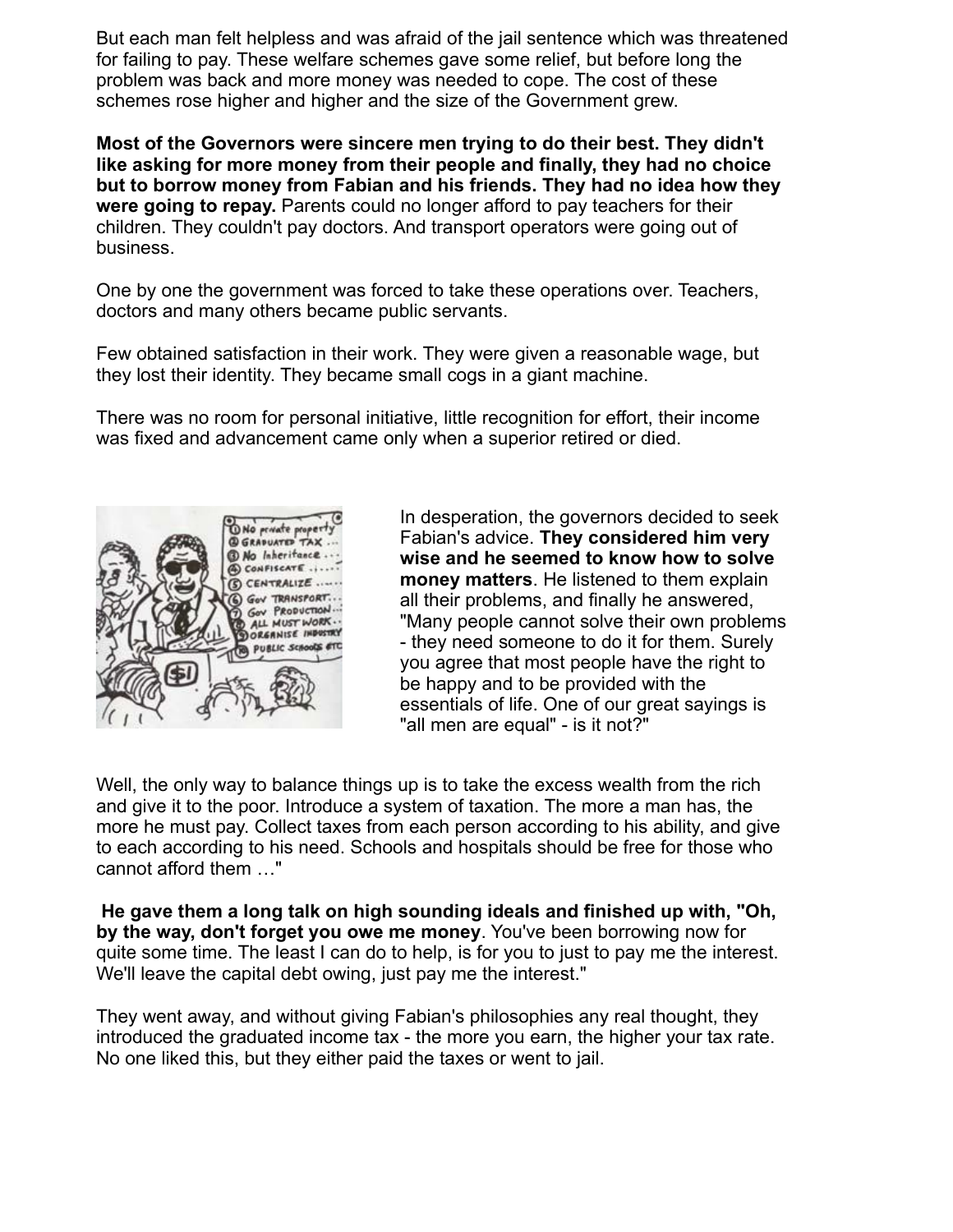But each man felt helpless and was afraid of the jail sentence which was threatened for failing to pay. These welfare schemes gave some relief, but before long the problem was back and more money was needed to cope. The cost of these schemes rose higher and higher and the size of the Government grew.

**Most of the Governors were sincere men trying to do their best. They didn't like asking for more money from their people and finally, they had no choice but to borrow money from Fabian and his friends. They had no idea how they were going to repay.** Parents could no longer afford to pay teachers for their children. They couldn't pay doctors. And transport operators were going out of business.

One by one the government was forced to take these operations over. Teachers, doctors and many others became public servants.

Few obtained satisfaction in their work. They were given a reasonable wage, but they lost their identity. They became small cogs in a giant machine.

There was no room for personal initiative, little recognition for effort, their income was fixed and advancement came only when a superior retired or died.

In desperation, the governors decided to seek Fabian's advice. **They considered him very wise and he seemed to know how to solve money matters**. He listened to them explain all their problems, and finally he answered, "Many people cannot solve their own problems - they need someone to do it for them. Surely you agree that most people have the right to be happy and to be provided with the essentials of life. One of our great sayings is "all men are equal" - is it not?"

Well, the only way to balance things up is to take the excess wealth from the rich and give it to the poor. Introduce a system of taxation. The more a man has, the more he must pay. Collect taxes from each person according to his ability, and give to each according to his need. Schools and hospitals should be free for those who cannot afford them …"

**He gave them a long talk on high sounding ideals and finished up with, "Oh, by the way, don't forget you owe me money**. You've been borrowing now for quite some time. The least I can do to help, is for you to just to pay me the interest. We'll leave the capital debt owing, just pay me the interest."

They went away, and without giving Fabian's philosophies any real thought, they introduced the graduated income tax - the more you earn, the higher your tax rate. No one liked this, but they either paid the taxes or went to jail.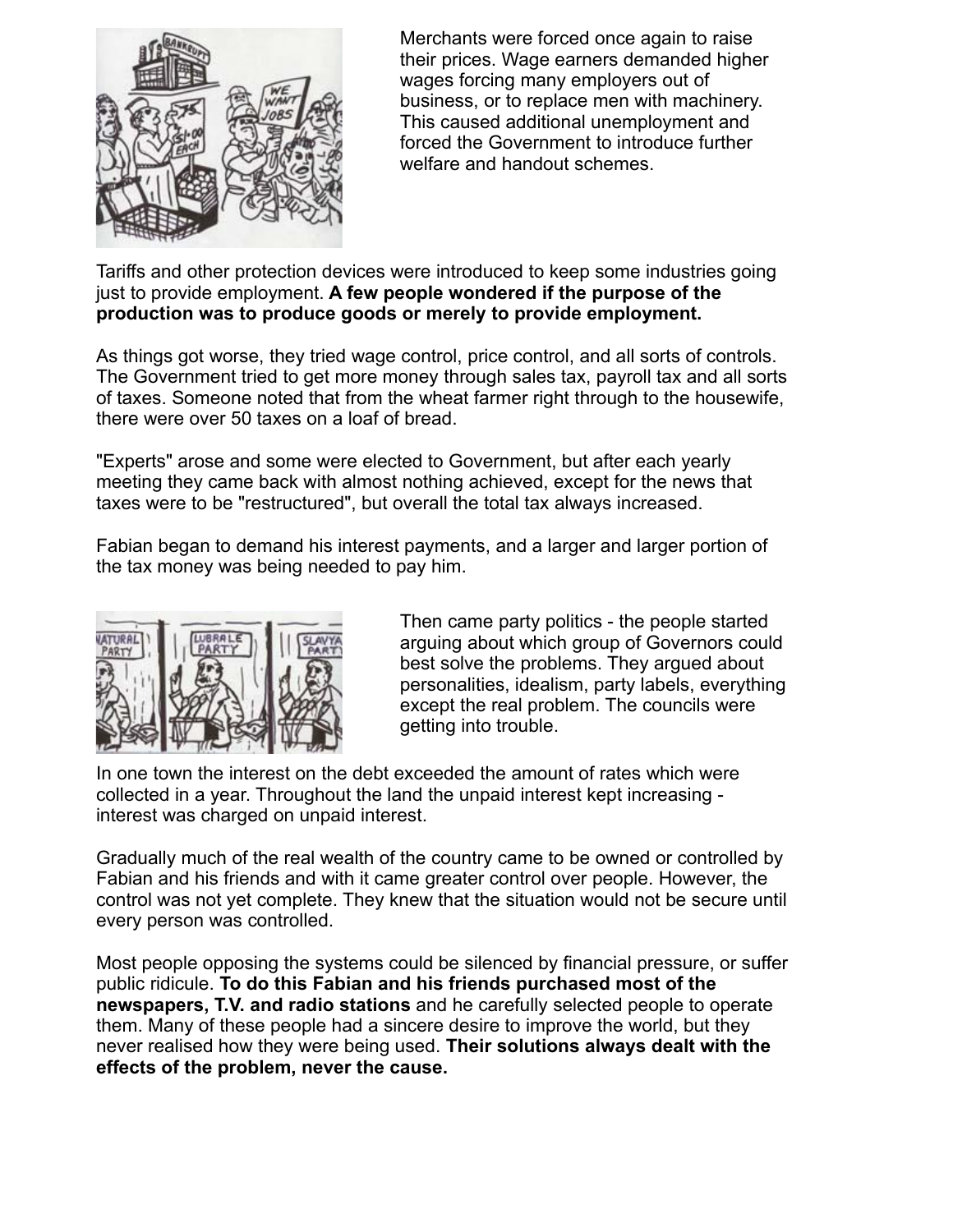Merchants were forced once again to raise their prices. Wage earners demanded higher wages forcing many employers out of business, or to replace men with machinery. This caused additional unemployment and forced the Government to introduce further welfare and handout schemes.

Tariffs and other protection devices were introduced to keep some industries going just to provide employment. **A few people wondered if the purpose of the production was to produce goods or merely to provide employment.**

As things got worse, they tried wage control, price control, and all sorts of controls. The Government tried to get more money through sales tax, payroll tax and all sorts of taxes. Someone noted that from the wheat farmer right through to the housewife, there were over 50 taxes on a loaf of bread.

"Experts" arose and some were elected to Government, but after each yearly meeting they came back with almost nothing achieved, except for the news that taxes were to be "restructured", but overall the total tax always increased.

Fabian began to demand his interest payments, and a larger and larger portion of the tax money was being needed to pay him.

Then came party politics - the people started arguing about which group of Governors could best solve the problems. They argued about personalities, idealism, party labels, everything except the real problem. The councils were getting into trouble.

In one town the interest on the debt exceeded the amount of rates which were collected in a year. Throughout the land the unpaid interest kept increasing - interest was charged on unpaid interest.

Gradually much of the real wealth of the country came to be owned or controlled by Fabian and his friends and with it came greater control over people. However, the control was not yet complete. They knew that the situation would not be secure until every person was controlled.

Most people opposing the systems could be silenced by financial pressure, or suffer public ridicule. **To do this Fabian and his friends purchased most of the newspapers, T.V. and radio stations** and he carefully selected people to operate them. Many of these people had a sincere desire to improve the world, but they never realised how they were being used. **Their solutions always dealt with the effects of the problem, never the cause.**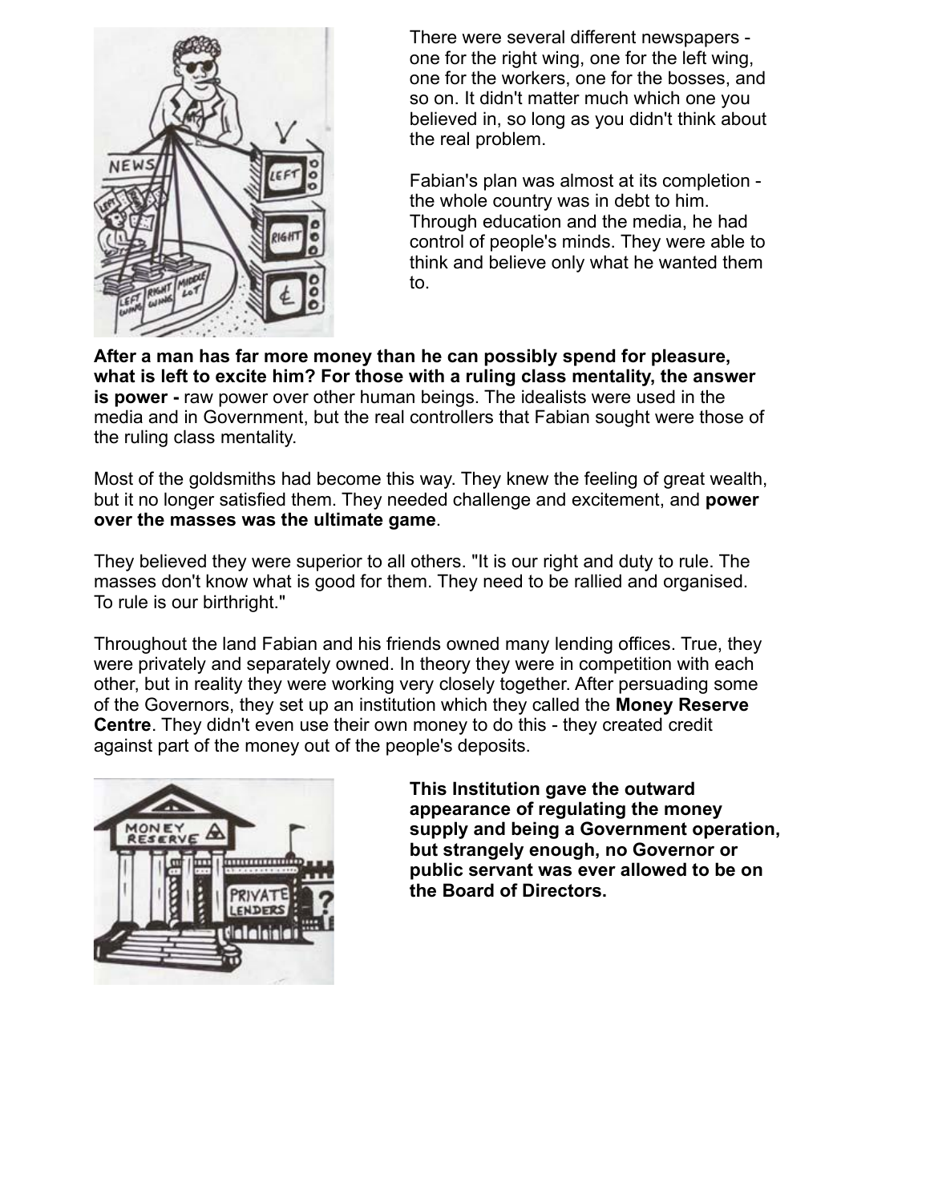There were several different newspapers - one for the right wing, one for the left wing, one for the workers, one for the bosses, and so on. It didn't matter much which one you believed in, so long as you didn't think about the real problem.

Fabian's plan was almost at its completion - the whole country was in debt to him. Through education and the media, he had control of people's minds. They were able to think and believe only what he wanted them to.

**After a man has far more money than he can possibly spend for pleasure, what is left to excite him? For those with a ruling class mentality, the answer is power -** raw power over other human beings. The idealists were used in the media and in Government, but the real controllers that Fabian sought were those of the ruling class mentality.

Most of the goldsmiths had become this way. They knew the feeling of great wealth, but it no longer satisfied them. They needed challenge and excitement, and **power over the masses was the ultimate game**.

They believed they were superior to all others. "It is our right and duty to rule. The masses don't know what is good for them. They need to be rallied and organised. To rule is our birthright."

Throughout the land Fabian and his friends owned many lending offices. True, they were privately and separately owned. In theory they were in competition with each other, but in reality they were working very closely together. After persuading some of the Governors, they set up an institution which they called the **Money Reserve Centre**. They didn't even use their own money to do this - they created credit against part of the money out of the people's deposits.

**This Institution gave the outward appearance of regulating the money supply and being a Government operation, but strangely enough, no Governor or public servant was ever allowed to be on the Board of Directors.**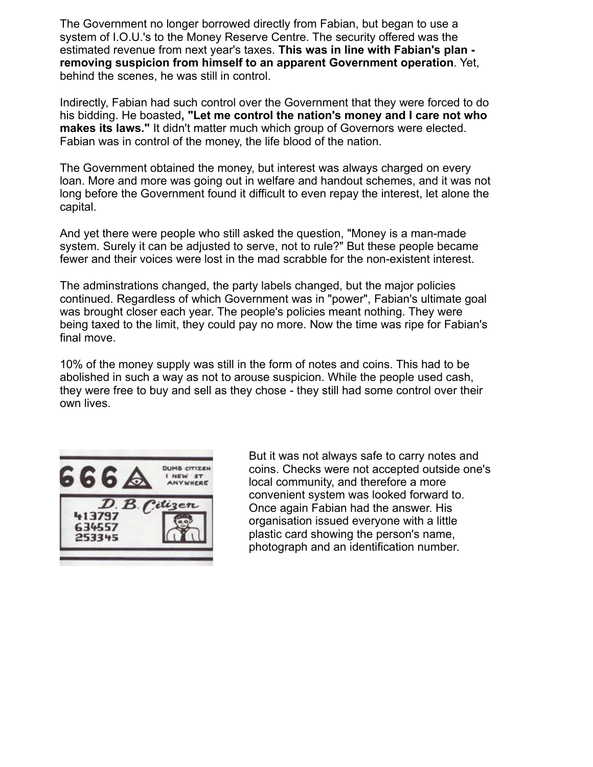The Government no longer borrowed directly from Fabian, but began to use a system of I.O.U.'s to the Money Reserve Centre. The security offered was the estimated revenue from next year's taxes. **This was in line with Fabian's plan - removing suspicion from himself to an apparent Government operation**. Yet, behind the scenes, he was still in control.

Indirectly, Fabian had such control over the Government that they were forced to do his bidding. He boasted**, "Let me control the nation's money and I care not who makes its laws."** It didn't matter much which group of Governors were elected. Fabian was in control of the money, the life blood of the nation.

The Government obtained the money, but interest was always charged on every loan. More and more was going out in welfare and handout schemes, and it was not long before the Government found it difficult to even repay the interest, let alone the capital.

And yet there were people who still asked the question, "Money is a man-made system. Surely it can be adjusted to serve, not to rule?" But these people became fewer and their voices were lost in the mad scrabble for the non-existent interest.

The adminstrations changed, the party labels changed, but the major policies continued. Regardless of which Government was in "power", Fabian's ultimate goal was brought closer each year. The people's policies meant nothing. They were being taxed to the limit, they could pay no more. Now the time was ripe for Fabian's final move.

10% of the money supply was still in the form of notes and coins. This had to be abolished in such a way as not to arouse suspicion. While the people used cash, they were free to buy and sell as they chose - they still had some control over their own lives.

But it was not always safe to carry notes and coins. Checks were not accepted outside one's local community, and therefore a more convenient system was looked forward to. Once again Fabian had the answer. His organisation issued everyone with a little plastic card showing the person's name, photograph and an identification number.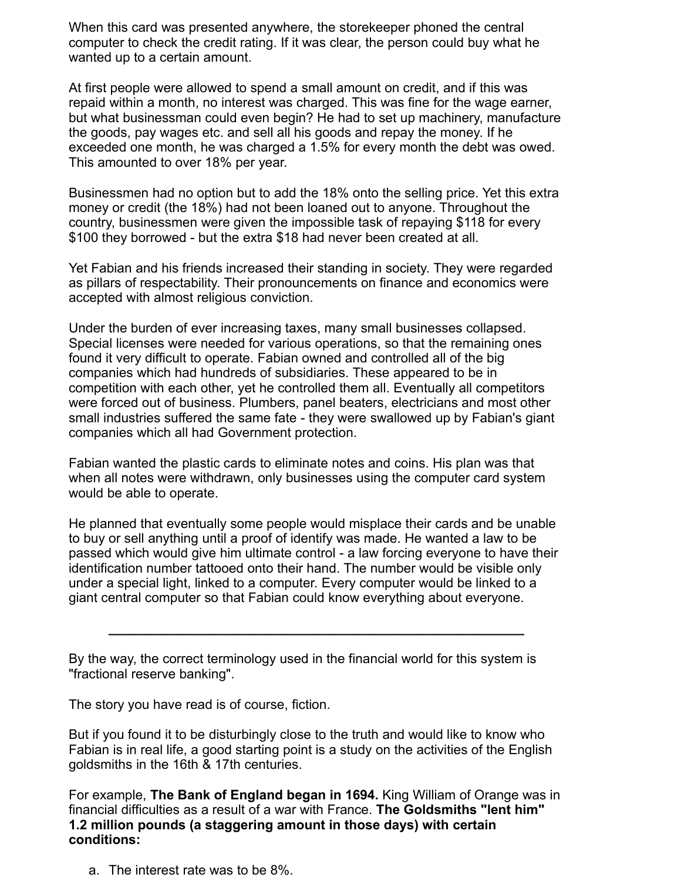When this card was presented anywhere, the storekeeper phoned the central computer to check the credit rating. If it was clear, the person could buy what he wanted up to a certain amount.

At first people were allowed to spend a small amount on credit, and if this was repaid within a month, no interest was charged. This was fine for the wage earner, but what businessman could even begin? He had to set up machinery, manufacture the goods, pay wages etc. and sell all his goods and repay the money. If he exceeded one month, he was charged a 1.5% for every month the debt was owed. This amounted to over 18% per year.

Businessmen had no option but to add the 18% onto the selling price. Yet this extra money or credit (the 18%) had not been loaned out to anyone. Throughout the country, businessmen were given the impossible task of repaying $118 for every $100 they borrowed - but the extra $18 had never been created at all.

Yet Fabian and his friends increased their standing in society. They were regarded as pillars of respectability. Their pronouncements on finance and economics were accepted with almost religious conviction.

Under the burden of ever increasing taxes, many small businesses collapsed. Special licenses were needed for various operations, so that the remaining ones found it very difficult to operate. Fabian owned and controlled all of the big companies which had hundreds of subsidiaries. These appeared to be in competition with each other, yet he controlled them all. Eventually all competitors were forced out of business. Plumbers, panel beaters, electricians and most other small industries suffered the same fate - they were swallowed up by Fabian's giant companies which all had Government protection.

Fabian wanted the plastic cards to eliminate notes and coins. His plan was that when all notes were withdrawn, only businesses using the computer card system would be able to operate.

He planned that eventually some people would misplace their cards and be unable to buy or sell anything until a proof of identify was made. He wanted a law to be passed which would give him ultimate control - a law forcing everyone to have their identification number tattooed onto their hand. The number would be visible only under a special light, linked to a computer. Every computer would be linked to a giant central computer so that Fabian could know everything about everyone.

---

By the way, the correct terminology used in the financial world for this system is "fractional reserve banking".

The story you have read is of course, fiction.

But if you found it to be disturbingly close to the truth and would like to know who Fabian is in real life, a good starting point is a study on the activities of the English goldsmiths in the 16th & 17th centuries.

For example, **The Bank of England began in 1694.** King William of Orange was in financial difficulties as a result of a war with France. **The Goldsmiths "lent him" 1.2 million pounds (a staggering amount in those days) with certain conditions:**

a. The interest rate was to be 8%.